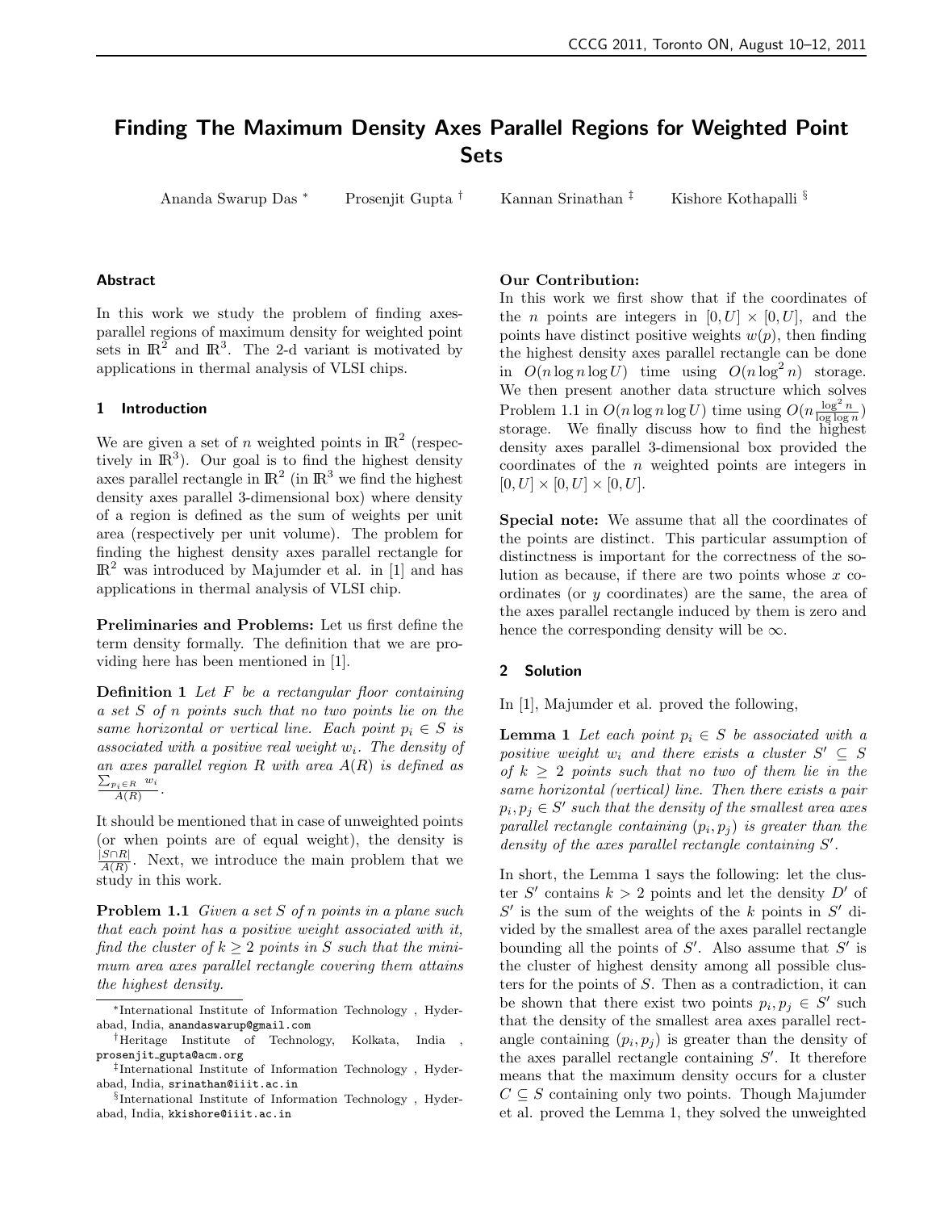# Finding The Maximum Density Axes Parallel Regions for Weighted Point Sets

Ananda Swarup Das [*] Prosenjit Gupta [†] Kannan Srinathan [‡] Kishore Kothapalli [§]

## Abstract

In this work we study the problem of finding axes-parallel regions of maximum density for weighted point sets in $\mathbb{R}^2$ and $\mathbb{R}^3$. The 2-d variant is motivated by applications in thermal analysis of VLSI chips.

## 1 Introduction

We are given a set of $n$ weighted points in $\mathbb{R}^2$ (respectively in $\mathbb{R}^3$). Our goal is to find the highest density axes parallel rectangle in $\mathbb{R}^2$ (in $\mathbb{R}^3$ we find the highest density axes parallel 3-dimensional box) where density of a region is defined as the sum of weights per unit area (respectively per unit volume). The problem for finding the highest density axes parallel rectangle for $\mathbb{R}^2$ was introduced by Majumder et al. in [1] and has applications in thermal analysis of VLSI chip.

**Preliminaries and Problems:** Let us first define the term density formally. The definition that we are providing here has been mentioned in [1].

**Definition 1** *Let $F$ be a rectangular floor containing a set $S$ of $n$ points such that no two points lie on the same horizontal or vertical line. Each point $p_i \in S$ is associated with a positive real weight $w_i$. The density of an axes parallel region $R$ with area $A(R)$ is defined as $\frac{\sum_{p_i \in R} w_i}{A(R)}$.*

It should be mentioned that in case of unweighted points (or when points are of equal weight), the density is $\frac{|S \cap R|}{A(R)}$. Next, we introduce the main problem that we study in this work.

**Problem 1.1** *Given a set $S$ of $n$ points in a plane such that each point has a positive weight associated with it, find the cluster of $k \geq 2$ points in $S$ such that the minimum area axes parallel rectangle covering them attains the highest density.*

**Our Contribution:**
In this work we first show that if the coordinates of the $n$ points are integers in $[0, U] \times [0, U]$, and the points have distinct positive weights $w(p)$, then finding the highest density axes parallel rectangle can be done in $O(n \log n \log U)$ time using $O(n \log^2 n)$ storage. We then present another data structure which solves Problem 1.1 in $O(n \log n \log U)$ time using $O(n \frac{\log^2 n}{\log \log n})$ storage. We finally discuss how to find the highest density axes parallel 3-dimensional box provided the coordinates of the $n$ weighted points are integers in $[0, U] \times [0, U] \times [0, U]$.

**Special note:** We assume that all the coordinates of the points are distinct. This particular assumption of distinctness is important for the correctness of the solution as because, if there are two points whose $x$ coordinates (or $y$ coordinates) are the same, the area of the axes parallel rectangle induced by them is zero and hence the corresponding density will be $\infty$.

## 2 Solution

In [1], Majumder et al. proved the following,

**Lemma 1** *Let each point $p_i \in S$ be associated with a positive weight $w_i$ and there exists a cluster $S' \subseteq S$ of $k \geq 2$ points such that no two of them lie in the same horizontal (vertical) line. Then there exists a pair $p_i, p_j \in S'$ such that the density of the smallest area axes parallel rectangle containing $(p_i, p_j)$ is greater than the density of the axes parallel rectangle containing $S'$.*

In short, the Lemma 1 says the following: let the cluster $S'$ contains $k > 2$ points and let the density $D'$ of $S'$ is the sum of the weights of the $k$ points in $S'$ divided by the smallest area of the axes parallel rectangle bounding all the points of $S'$. Also assume that $S'$ is the cluster of highest density among all possible clusters for the points of $S$. Then as a contradiction, it can be shown that there exist two points $p_i, p_j \in S'$ such that the density of the smallest area axes parallel rectangle containing $(p_i, p_j)$ is greater than the density of the axes parallel rectangle containing $S'$. It therefore means that the maximum density occurs for a cluster $C \subseteq S$ containing only two points. Though Majumder et al. proved the Lemma 1, they solved the unweighted

---

[*] International Institute of Information Technology , Hyderabad, India, anandaswarup@gmail.com

[†] Heritage Institute of Technology, Kolkata, India , prosenjit_gupta@acm.org

[‡] International Institute of Information Technology , Hyderabad, India, srinathan@iiit.ac.in

[§] International Institute of Information Technology , Hyderabad, India, kkishore@iiit.ac.in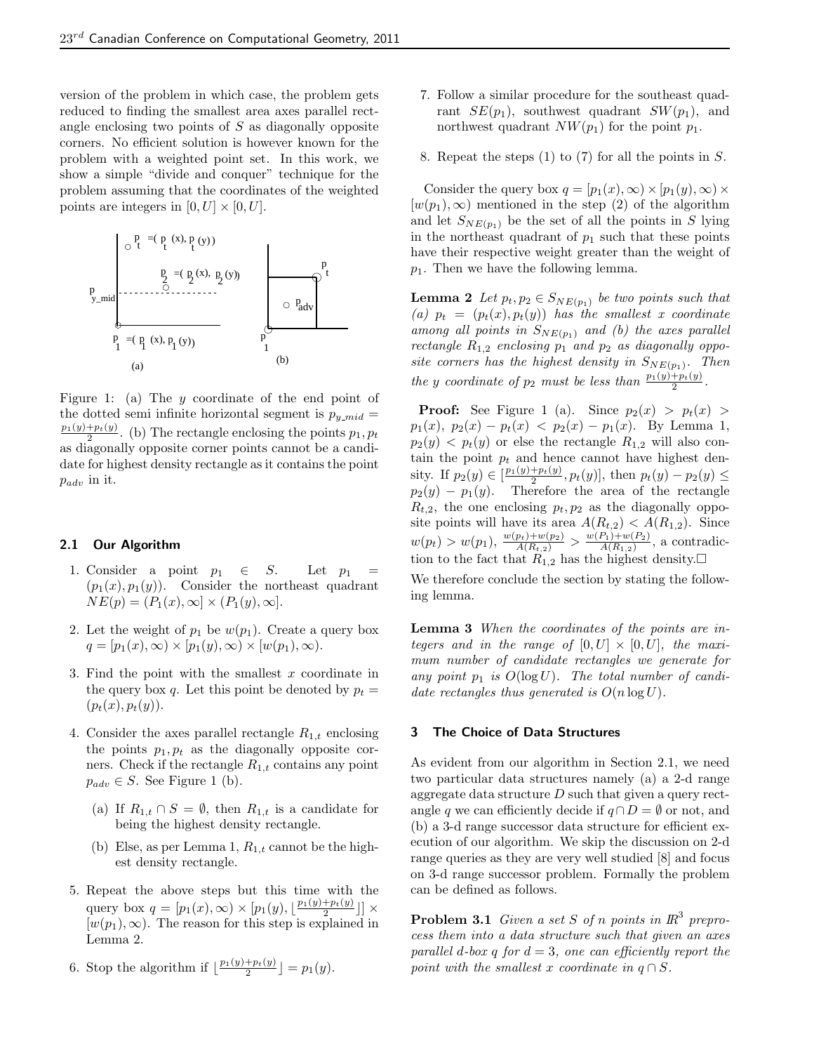version of the problem in which case, the problem gets reduced to finding the smallest area axes parallel rectangle enclosing two points of $S$ as diagonally opposite corners. No efficient solution is however known for the problem with a weighted point set. In this work, we show a simple "divide and conquer" technique for the problem assuming that the coordinates of the weighted points are integers in $[0, U] \times [0, U]$.

Figure 1: (a) The $y$ coordinate of the end point of the dotted semi infinite horizontal segment is $p_{y\_mid} = \frac{p_1(y)+p_t(y)}{2}$. (b) The rectangle enclosing the points $p_1, p_t$ as diagonally opposite corner points cannot be a candidate for highest density rectangle as it contains the point $p_{adv}$ in it.

### 2.1 Our Algorithm

1. Consider a point $p_1 \in S$. Let $p_1 = (p_1(x), p_1(y))$. Consider the northeast quadrant $NE(p) = (P_1(x), \infty] \times (P_1(y), \infty]$.
2. Let the weight of $p_1$ be $w(p_1)$. Create a query box $q = [p_1(x), \infty) \times [p_1(y), \infty) \times [w(p_1), \infty)$.
3. Find the point with the smallest $x$ coordinate in the query box $q$. Let this point be denoted by $p_t = (p_t(x), p_t(y))$.
4. Consider the axes parallel rectangle $R_{1,t}$ enclosing the points $p_1, p_t$ as the diagonally opposite corners. Check if the rectangle $R_{1,t}$ contains any point $p_{adv} \in S$. See Figure 1 (b).
   - (a) If $R_{1,t} \cap S = \emptyset$, then $R_{1,t}$ is a candidate for being the highest density rectangle.
   - (b) Else, as per Lemma 1, $R_{1,t}$ cannot be the highest density rectangle.
5. Repeat the above steps but this time with the query box $q = [p_1(x), \infty) \times [p_1(y), \lfloor \frac{p_1(y)+p_t(y)}{2} \rfloor] \times [w(p_1), \infty)$. The reason for this step is explained in Lemma 2.
6. Stop the algorithm if $\lfloor \frac{p_1(y)+p_t(y)}{2} \rfloor = p_1(y)$.
7. Follow a similar procedure for the southeast quadrant $SE(p_1)$, southwest quadrant $SW(p_1)$, and northwest quadrant $NW(p_1)$ for the point $p_1$.
8. Repeat the steps (1) to (7) for all the points in $S$.

Consider the query box $q = [p_1(x), \infty) \times [p_1(y), \infty) \times [w(p_1), \infty)$ mentioned in the step (2) of the algorithm and let $S_{NE(p_1)}$ be the set of all the points in $S$ lying in the northeast quadrant of $p_1$ such that these points have their respective weight greater than the weight of $p_1$. Then we have the following lemma.

**Lemma 2** *Let $p_t, p_2 \in S_{NE(p_1)}$ be two points such that (a) $p_t = (p_t(x), p_t(y))$ has the smallest $x$ coordinate among all points in $S_{NE(p_1)}$ and (b) the axes parallel rectangle $R_{1,2}$ enclosing $p_1$ and $p_2$ as diagonally opposite corners has the highest density in $S_{NE(p_1)}$. Then the $y$ coordinate of $p_2$ must be less than $\frac{p_1(y)+p_t(y)}{2}$.*

**Proof:** See Figure 1 (a). Since $p_2(x) > p_t(x) > p_1(x)$, $p_2(x) - p_t(x) < p_2(x) - p_1(x)$. By Lemma 1, $p_2(y) < p_t(y)$ or else the rectangle $R_{1,2}$ will also contain the point $p_t$ and hence cannot have highest density. If $p_2(y) \in [\frac{p_1(y)+p_t(y)}{2}, p_t(y)]$, then $p_t(y) - p_2(y) \leq p_2(y) - p_1(y)$. Therefore the area of the rectangle $R_{t,2}$, the one enclosing $p_t, p_2$ as the diagonally opposite points will have its area $A(R_{t,2}) < A(R_{1,2})$. Since $w(p_t) > w(p_1)$, $\frac{w(p_t)+w(p_2)}{A(R_{t,2})} > \frac{w(P_1)+w(P_2)}{A(R_{1,2})}$, a contradiction to the fact that $R_{1,2}$ has the highest density.□

We therefore conclude the section by stating the following lemma.

**Lemma 3** *When the coordinates of the points are integers and in the range of $[0, U] \times [0, U]$, the maximum number of candidate rectangles we generate for any point $p_1$ is $O(\log U)$. The total number of candidate rectangles thus generated is $O(n \log U)$.*

## 3 The Choice of Data Structures

As evident from our algorithm in Section 2.1, we need two particular data structures namely (a) a 2-d range aggregate data structure $D$ such that given a query rectangle $q$ we can efficiently decide if $q \cap D = \emptyset$ or not, and (b) a 3-d range successor data structure for efficient execution of our algorithm. We skip the discussion on 2-d range queries as they are very well studied [8] and focus on 3-d range successor problem. Formally the problem can be defined as follows.

**Problem 3.1** *Given a set $S$ of $n$ points in $\mathbb{R}^3$ preprocess them into a data structure such that given an axes parallel $d$-box $q$ for $d = 3$, one can efficiently report the point with the smallest $x$ coordinate in $q \cap S$.*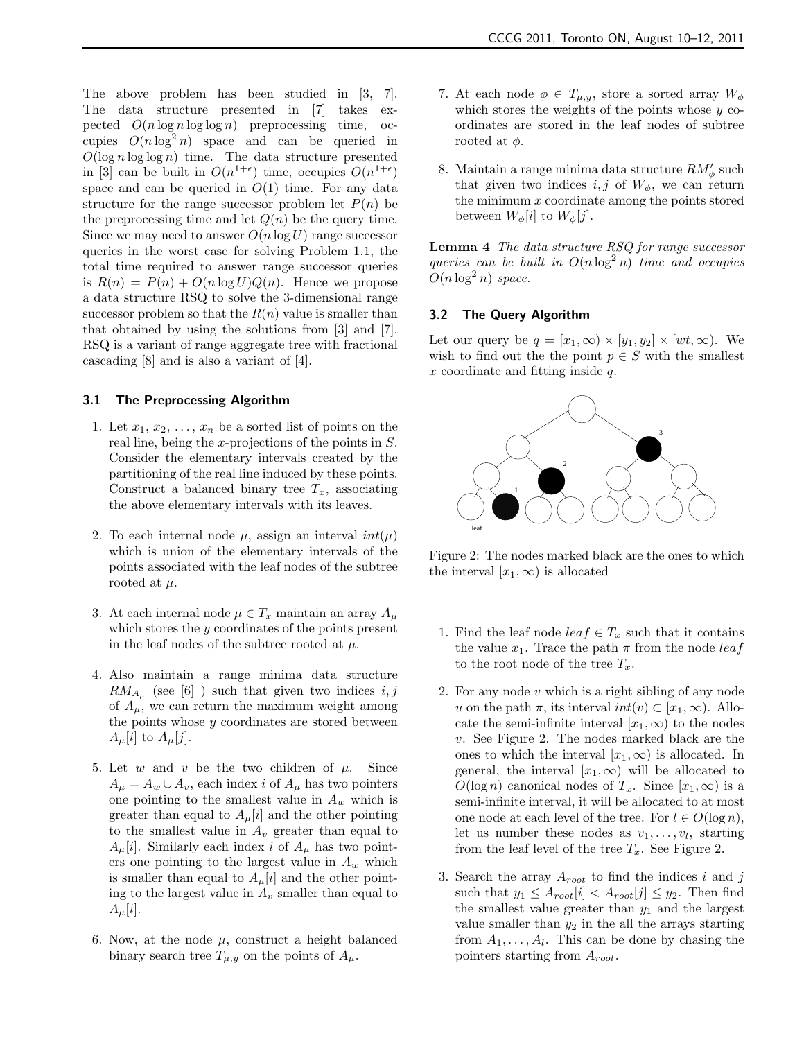The above problem has been studied in [3, 7]. The data structure presented in [7] takes expected $O(n \log n \log\log n)$ preprocessing time, occupies $O(n \log^2 n)$ space and can be queried in $O(\log n \log\log n)$ time. The data structure presented in [3] can be built in $O(n^{1+\epsilon})$ time, occupies $O(n^{1+\epsilon})$ space and can be queried in $O(1)$ time. For any data structure for the range successor problem let $P(n)$ be the preprocessing time and let $Q(n)$ be the query time. Since we may need to answer $O(n \log U)$ range successor queries in the worst case for solving Problem 1.1, the total time required to answer range successor queries is $R(n) = P(n) + O(n \log U)Q(n)$. Hence we propose a data structure RSQ to solve the 3-dimensional range successor problem so that the $R(n)$ value is smaller than that obtained by using the solutions from [3] and [7]. RSQ is a variant of range aggregate tree with fractional cascading [8] and is also a variant of [4].

### 3.1 The Preprocessing Algorithm

1. Let $x_1, x_2, \ldots, x_n$ be a sorted list of points on the real line, being the $x$-projections of the points in $S$. Consider the elementary intervals created by the partitioning of the real line induced by these points. Construct a balanced binary tree $T_x$, associating the above elementary intervals with its leaves.

2. To each internal node $\mu$, assign an interval $int(\mu)$ which is union of the elementary intervals of the points associated with the leaf nodes of the subtree rooted at $\mu$.

3. At each internal node $\mu \in T_x$ maintain an array $A_\mu$ which stores the $y$ coordinates of the points present in the leaf nodes of the subtree rooted at $\mu$.

4. Also maintain a range minima data structure $RM_{A_\mu}$ (see [6] ) such that given two indices $i, j$ of $A_\mu$, we can return the maximum weight among the points whose $y$ coordinates are stored between $A_\mu[i]$ to $A_\mu[j]$.

5. Let $w$ and $v$ be the two children of $\mu$. Since $A_\mu = A_w \cup A_v$, each index $i$ of $A_\mu$ has two pointers one pointing to the smallest value in $A_w$ which is greater than equal to $A_\mu[i]$ and the other pointing to the smallest value in $A_v$ greater than equal to $A_\mu[i]$. Similarly each index $i$ of $A_\mu$ has two pointers one pointing to the largest value in $A_w$ which is smaller than equal to $A_\mu[i]$ and the other pointing to the largest value in $A_v$ smaller than equal to $A_\mu[i]$.

6. Now, at the node $\mu$, construct a height balanced binary search tree $T_{\mu,y}$ on the points of $A_\mu$.

7. At each node $\phi \in T_{\mu,y}$, store a sorted array $W_\phi$ which stores the weights of the points whose $y$ coordinates are stored in the leaf nodes of subtree rooted at $\phi$.

8. Maintain a range minima data structure $RM'_\phi$ such that given two indices $i, j$ of $W_\phi$, we can return the minimum $x$ coordinate among the points stored between $W_\phi[i]$ to $W_\phi[j]$.

**Lemma 4** *The data structure RSQ for range successor queries can be built in $O(n \log^2 n)$ time and occupies $O(n \log^2 n)$ space.*

### 3.2 The Query Algorithm

Let our query be $q = [x_1, \infty) \times [y_1, y_2] \times [wt, \infty)$. We wish to find out the the point $p \in S$ with the smallest $x$ coordinate and fitting inside $q$.

Figure 2: The nodes marked black are the ones to which the interval $[x_1, \infty)$ is allocated

1. Find the leaf node $leaf \in T_x$ such that it contains the value $x_1$. Trace the path $\pi$ from the node $leaf$ to the root node of the tree $T_x$.

2. For any node $v$ which is a right sibling of any node $u$ on the path $\pi$, its interval $int(v) \subset [x_1, \infty)$. Allocate the semi-infinite interval $[x_1, \infty)$ to the nodes $v$. See Figure 2. The nodes marked black are the ones to which the interval $[x_1, \infty)$ is allocated. In general, the interval $[x_1, \infty)$ will be allocated to $O(\log n)$ canonical nodes of $T_x$. Since $[x_1, \infty)$ is a semi-infinite interval, it will be allocated to at most one node at each level of the tree. For $l \in O(\log n)$, let us number these nodes as $v_1, \ldots, v_l$, starting from the leaf level of the tree $T_x$. See Figure 2.

3. Search the array $A_{root}$ to find the indices $i$ and $j$ such that $y_1 \leq A_{root}[i] < A_{root}[j] \leq y_2$. Then find the smallest value greater than $y_1$ and the largest value smaller than $y_2$ in the all the arrays starting from $A_1, \ldots, A_l$. This can be done by chasing the pointers starting from $A_{root}$.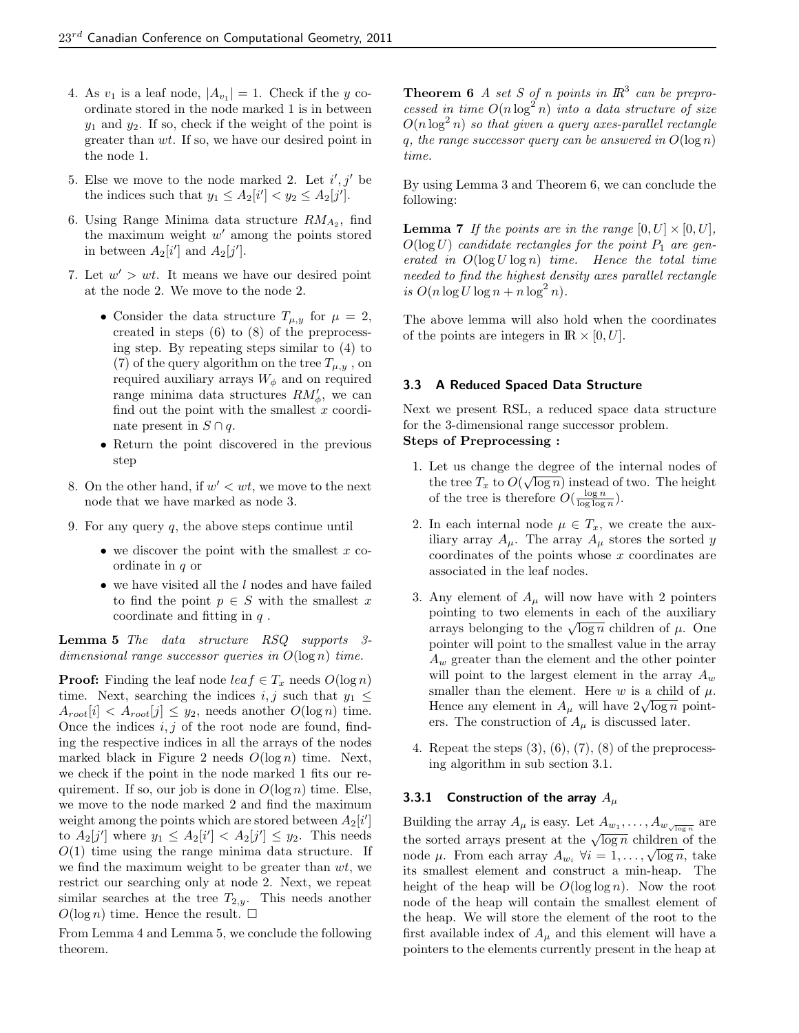4. As $v_1$ is a leaf node, $|A_{v_1}| = 1$. Check if the $y$ coordinate stored in the node marked 1 is in between $y_1$ and $y_2$. If so, check if the weight of the point is greater than $wt$. If so, we have our desired point in the node 1.

5. Else we move to the node marked 2. Let $i', j'$ be the indices such that $y_1 \leq A_2[i'] < y_2 \leq A_2[j']$.

6. Using Range Minima data structure $RM_{A_2}$, find the maximum weight $w'$ among the points stored in between $A_2[i']$ and $A_2[j']$.

7. Let $w' > wt$. It means we have our desired point at the node 2. We move to the node 2.
   - Consider the data structure $T_{\mu,y}$ for $\mu = 2$, created in steps (6) to (8) of the preprocessing step. By repeating steps similar to (4) to (7) of the query algorithm on the tree $T_{\mu,y}$, on required auxiliary arrays $W_\phi$ and on required range minima data structures $RM'_\phi$, we can find out the point with the smallest $x$ coordinate present in $S \cap q$.
   - Return the point discovered in the previous step

8. On the other hand, if $w' < wt$, we move to the next node that we have marked as node 3.

9. For any query $q$, the above steps continue until
   - we discover the point with the smallest $x$ coordinate in $q$ or
   - we have visited all the $l$ nodes and have failed to find the point $p \in S$ with the smallest $x$ coordinate and fitting in $q$.

**Lemma 5** *The data structure RSQ supports 3-dimensional range successor queries in $O(\log n)$ time.*

**Proof:** Finding the leaf node $leaf \in T_x$ needs $O(\log n)$ time. Next, searching the indices $i, j$ such that $y_1 \leq A_{root}[i] < A_{root}[j] \leq y_2$, needs another $O(\log n)$ time. Once the indices $i, j$ of the root node are found, finding the respective indices in all the arrays of the nodes marked black in Figure 2 needs $O(\log n)$ time. Next, we check if the point in the node marked 1 fits our requirement. If so, our job is done in $O(\log n)$ time. Else, we move to the node marked 2 and find the maximum weight among the points which are stored between $A_2[i']$ to $A_2[j']$ where $y_1 \leq A_2[i'] < A_2[j'] \leq y_2$. This needs $O(1)$ time using the range minima data structure. If we find the maximum weight to be greater than $wt$, we restrict our searching only at node 2. Next, we repeat similar searches at the tree $T_{2,y}$. This needs another $O(\log n)$ time. Hence the result. $\square$

From Lemma 4 and Lemma 5, we conclude the following theorem.

**Theorem 6** *A set $S$ of $n$ points in $\mathbb{R}^3$ can be preprocessed in time $O(n \log^2 n)$ into a data structure of size $O(n \log^2 n)$ so that given a query axes-parallel rectangle $q$, the range successor query can be answered in $O(\log n)$ time.*

By using Lemma 3 and Theorem 6, we can conclude the following:

**Lemma 7** *If the points are in the range $[0, U] \times [0, U]$, $O(\log U)$ candidate rectangles for the point $P_1$ are generated in $O(\log U \log n)$ time. Hence the total time needed to find the highest density axes parallel rectangle is $O(n \log U \log n + n \log^2 n)$.*

The above lemma will also hold when the coordinates of the points are integers in $\mathbb{R} \times [0, U]$.

### 3.3 A Reduced Spaced Data Structure

Next we present RSL, a reduced space data structure for the 3-dimensional range successor problem.

**Steps of Preprocessing :**

1. Let us change the degree of the internal nodes of the tree $T_x$ to $O(\sqrt{\log n})$ instead of two. The height of the tree is therefore $O(\frac{\log n}{\log \log n})$.

2. In each internal node $\mu \in T_x$, we create the auxiliary array $A_\mu$. The array $A_\mu$ stores the sorted $y$ coordinates of the points whose $x$ coordinates are associated in the leaf nodes.

3. Any element of $A_\mu$ will now have with 2 pointers pointing to two elements in each of the auxiliary arrays belonging to the $\sqrt{\log n}$ children of $\mu$. One pointer will point to the smallest value in the array $A_w$ greater than the element and the other pointer will point to the largest element in the array $A_w$ smaller than the element. Here $w$ is a child of $\mu$. Hence any element in $A_\mu$ will have $2\sqrt{\log n}$ pointers. The construction of $A_\mu$ is discussed later.

4. Repeat the steps (3), (6), (7), (8) of the preprocessing algorithm in sub section 3.1.

#### 3.3.1 Construction of the array $A_\mu$

Building the array $A_\mu$ is easy. Let $A_{w_1}, \ldots, A_{w_{\sqrt{\log n}}}$ are the sorted arrays present at the $\sqrt{\log n}$ children of the node $\mu$. From each array $A_{w_i}$ $\forall i = 1, \ldots, \sqrt{\log n}$, take its smallest element and construct a min-heap. The height of the heap will be $O(\log \log n)$. Now the root node of the heap will contain the smallest element of the heap. We will store the element of the root to the first available index of $A_\mu$ and this element will have a pointers to the elements currently present in the heap at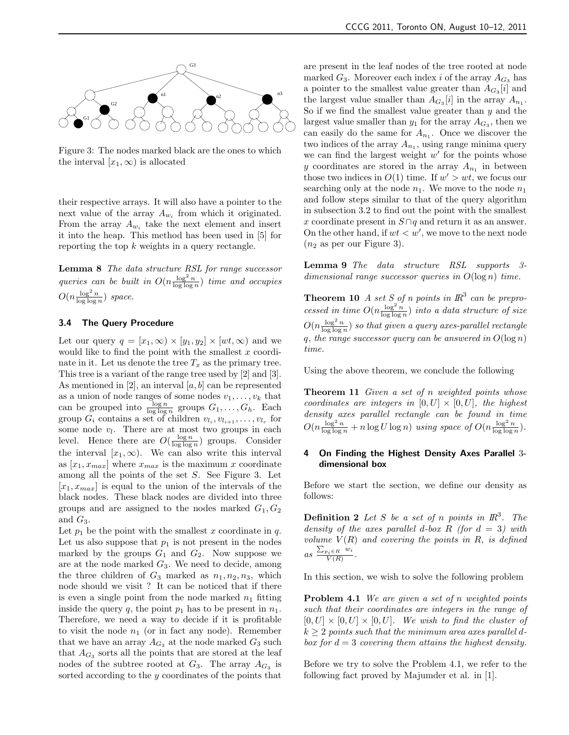Figure 3: The nodes marked black are the ones to which the interval $[x_1, \infty)$ is allocated

their respective arrays. It will also have a pointer to the next value of the array $A_{w_i}$ from which it originated. From the array $A_{w_i}$ take the next element and insert it into the heap. This method has been used in [5] for reporting the top $k$ weights in a query rectangle.

**Lemma 8** *The data structure RSL for range successor queries can be built in $O(n \frac{\log^2 n}{\log \log n})$ time and occupies $O(n \frac{\log^2 n}{\log \log n})$ space.*

### 3.4 The Query Procedure

Let our query $q = [x_1, \infty) \times [y_1, y_2] \times [wt, \infty)$ and we would like to find the point with the smallest $x$ coordinate in it. Let us denote the tree $T_x$ as the primary tree. This tree is a variant of the range tree used by [2] and [3]. As mentioned in [2], an interval $[a, b]$ can be represented as a union of node ranges of some nodes $v_1, \ldots, v_k$ that can be grouped into $\frac{\log n}{\log \log n}$ groups $G_1, \ldots, G_h$. Each group $G_i$ contains a set of children $v_{l_i}, v_{l_{i+1}}, \ldots, v_{l_r}$ for some node $v_l$. There are at most two groups in each level. Hence there are $O(\frac{\log n}{\log \log n})$ groups. Consider the interval $[x_1, \infty)$. We can also write this interval as $[x_1, x_{max}]$ where $x_{max}$ is the maximum $x$ coordinate among all the points of the set $S$. See Figure 3. Let $[x_1, x_{max}]$ is equal to the union of the intervals of the black nodes. These black nodes are divided into three groups and are assigned to the nodes marked $G_1, G_2$ and $G_3$.

Let $p_1$ be the point with the smallest $x$ coordinate in $q$. Let us also suppose that $p_1$ is not present in the nodes marked by the groups $G_1$ and $G_2$. Now suppose we are at the node marked $G_3$. We need to decide, among the three children of $G_3$ marked as $n_1, n_2, n_3$, which node should we visit ? It can be noticed that if there is even a single point from the node marked $n_1$ fitting inside the query $q$, the point $p_1$ has to be present in $n_1$. Therefore, we need a way to decide if it is profitable to visit the node $n_1$ (or in fact any node). Remember that we have an array $A_{G_3}$ at the node marked $G_3$ such that $A_{G_3}$ sorts all the points that are stored at the leaf nodes of the subtree rooted at $G_3$. The array $A_{G_3}$ is sorted according to the $y$ coordinates of the points that are present in the leaf nodes of the tree rooted at node marked $G_3$. Moreover each index $i$ of the array $A_{G_3}$ has a pointer to the smallest value greater than $A_{G_3}[i]$ and the largest value smaller than $A_{G_3}[i]$ in the array $A_{n_1}$. So if we find the smallest value greater than $y$ and the largest value smaller than $y_1$ for the array $A_{G_3}$, then we can easily do the same for $A_{n_1}$. Once we discover the two indices of the array $A_{n_1}$, using range minima query we can find the largest weight $w'$ for the points whose $y$ coordinates are stored in the array $A_{n_1}$ in between those two indices in $O(1)$ time. If $w' > wt$, we focus our searching only at the node $n_1$. We move to the node $n_1$ and follow steps similar to that of the query algorithm in subsection 3.2 to find out the point with the smallest $x$ coordinate present in $S \cap q$ and return it as an answer. On the other hand, if $wt < w'$, we move to the next node ($n_2$ as per our Figure 3).

**Lemma 9** *The data structure RSL supports 3-dimensional range successor queries in $O(\log n)$ time.*

**Theorem 10** *A set $S$ of $n$ points in $\mathbb{R}^3$ can be preprocessed in time $O(n \frac{\log^2 n}{\log \log n})$ into a data structure of size $O(n \frac{\log^2 n}{\log \log n})$ so that given a query axes-parallel rectangle $q$, the range successor query can be answered in $O(\log n)$ time.*

Using the above theorem, we conclude the following

**Theorem 11** *Given a set of $n$ weighted points whose coordinates are integers in $[0, U] \times [0, U]$, the highest density axes parallel rectangle can be found in time $O(n \frac{\log^2 n}{\log \log n} + n \log U \log n)$ using space of $O(n \frac{\log^2 n}{\log \log n})$.*

## 4 On Finding the Highest Density Axes Parallel 3-dimensional box

Before we start the section, we define our density as follows:

**Definition 2** *Let $S$ be a set of $n$ points in $\mathbb{R}^3$. The density of the axes parallel d-box $R$ (for $d = 3$) with volume $V(R)$ and covering the points in $R$, is defined as $\frac{\sum_{p_i \in R} w_i}{V(R)}$.*

In this section, we wish to solve the following problem

**Problem 4.1** *We are given a set of $n$ weighted points such that their coordinates are integers in the range of $[0, U] \times [0, U] \times [0, U]$. We wish to find the cluster of $k \geq 2$ points such that the minimum area axes parallel d-box for $d = 3$ covering them attains the highest density.*

Before we try to solve the Problem 4.1, we refer to the following fact proved by Majumder et al. in [1].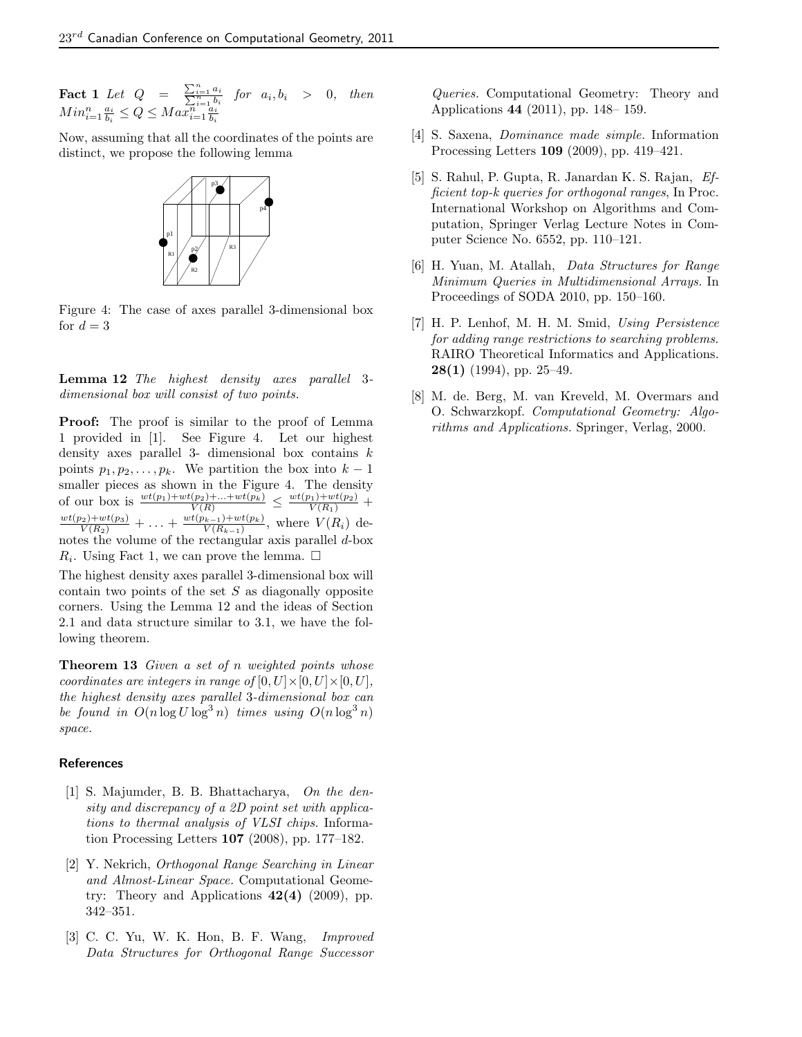**Fact 1** *Let* $Q = \frac{\sum_{i=1}^{n} a_i}{\sum_{i=1}^{n} b_i}$ *for* $a_i, b_i > 0$, *then* $Min_{i=1}^{n} \frac{a_i}{b_i} \leq Q \leq Max_{i=1}^{n} \frac{a_i}{b_i}$

Now, assuming that all the coordinates of the points are distinct, we propose the following lemma

Figure 4: The case of axes parallel 3-dimensional box for $d = 3$

**Lemma 12** *The highest density axes parallel* 3-*dimensional box will consist of two points.*

**Proof:** The proof is similar to the proof of Lemma 1 provided in [1]. See Figure 4. Let our highest density axes parallel 3- dimensional box contains $k$ points $p_1, p_2, \ldots, p_k$. We partition the box into $k-1$ smaller pieces as shown in the Figure 4. The density of our box is $\frac{wt(p_1)+wt(p_2)+\ldots+wt(p_k)}{V(R)} \leq \frac{wt(p_1)+wt(p_2)}{V(R_1)} + \frac{wt(p_2)+wt(p_3)}{V(R_2)} + \ldots + \frac{wt(p_{k-1})+wt(p_k)}{V(R_{k-1})}$, where $V(R_i)$ denotes the volume of the rectangular axis parallel $d$-box $R_i$. Using Fact 1, we can prove the lemma. □

The highest density axes parallel 3-dimensional box will contain two points of the set $S$ as diagonally opposite corners. Using the Lemma 12 and the ideas of Section 2.1 and data structure similar to 3.1, we have the following theorem.

**Theorem 13** *Given a set of* $n$ *weighted points whose coordinates are integers in range of* $[0, U] \times [0, U] \times [0, U]$, *the highest density axes parallel* 3-*dimensional box can be found in* $O(n \log U \log^3 n)$ *times using* $O(n \log^3 n)$ *space.*

## References

[1] S. Majumder, B. B. Bhattacharya, *On the density and discrepancy of a 2D point set with applications to thermal analysis of VLSI chips.* Information Processing Letters **107** (2008), pp. 177–182.

[2] Y. Nekrich, *Orthogonal Range Searching in Linear and Almost-Linear Space.* Computational Geometry: Theory and Applications **42(4)** (2009), pp. 342–351.

[3] C. C. Yu, W. K. Hon, B. F. Wang, *Improved Data Structures for Orthogonal Range Successor Queries.* Computational Geometry: Theory and Applications **44** (2011), pp. 148– 159.

[4] S. Saxena, *Dominance made simple.* Information Processing Letters **109** (2009), pp. 419–421.

[5] S. Rahul, P. Gupta, R. Janardan K. S. Rajan, *Efficient top-k queries for orthogonal ranges*, In Proc. International Workshop on Algorithms and Computation, Springer Verlag Lecture Notes in Computer Science No. 6552, pp. 110–121.

[6] H. Yuan, M. Atallah, *Data Structures for Range Minimum Queries in Multidimensional Arrays.* In Proceedings of SODA 2010, pp. 150–160.

[7] H. P. Lenhof, M. H. M. Smid, *Using Persistence for adding range restrictions to searching problems.* RAIRO Theoretical Informatics and Applications. **28(1)** (1994), pp. 25–49.

[8] M. de. Berg, M. van Kreveld, M. Overmars and O. Schwarzkopf. *Computational Geometry: Algorithms and Applications.* Springer, Verlag, 2000.